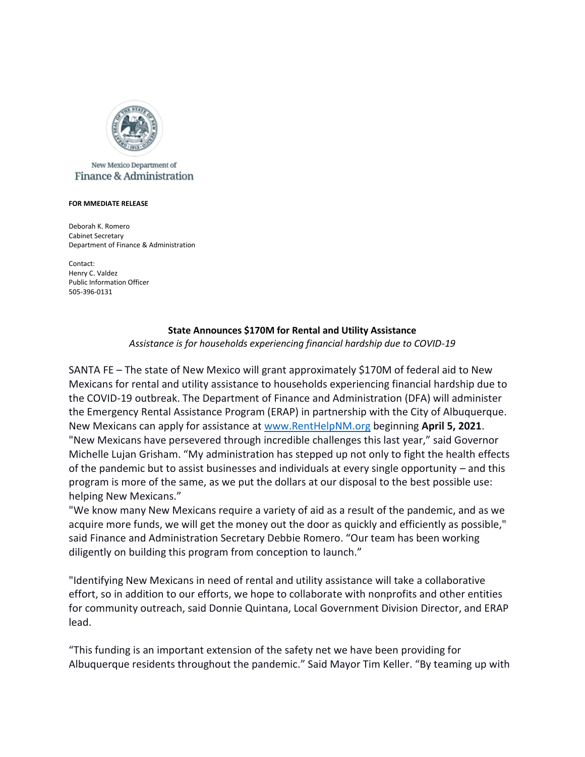New Mexico Department of
Finance & Administration

**FOR MMEDIATE RELEASE**

Deborah K. Romero
Cabinet Secretary
Department of Finance & Administration

Contact:
Henry C. Valdez
Public Information Officer
505-396-0131

**State Announces $170M for Rental and Utility Assistance**

*Assistance is for households experiencing financial hardship due to COVID-19*

SANTA FE – The state of New Mexico will grant approximately $170M of federal aid to New Mexicans for rental and utility assistance to households experiencing financial hardship due to the COVID-19 outbreak. The Department of Finance and Administration (DFA) will administer the Emergency Rental Assistance Program (ERAP) in partnership with the City of Albuquerque. New Mexicans can apply for assistance at [www.RentHelpNM.org](http://www.RentHelpNM.org) beginning **April 5, 2021**.
"New Mexicans have persevered through incredible challenges this last year," said Governor Michelle Lujan Grisham. "My administration has stepped up not only to fight the health effects of the pandemic but to assist businesses and individuals at every single opportunity – and this program is more of the same, as we put the dollars at our disposal to the best possible use: helping New Mexicans."
"We know many New Mexicans require a variety of aid as a result of the pandemic, and as we acquire more funds, we will get the money out the door as quickly and efficiently as possible," said Finance and Administration Secretary Debbie Romero. "Our team has been working diligently on building this program from conception to launch."

"Identifying New Mexicans in need of rental and utility assistance will take a collaborative effort, so in addition to our efforts, we hope to collaborate with nonprofits and other entities for community outreach, said Donnie Quintana, Local Government Division Director, and ERAP lead.

"This funding is an important extension of the safety net we have been providing for Albuquerque residents throughout the pandemic." Said Mayor Tim Keller. "By teaming up with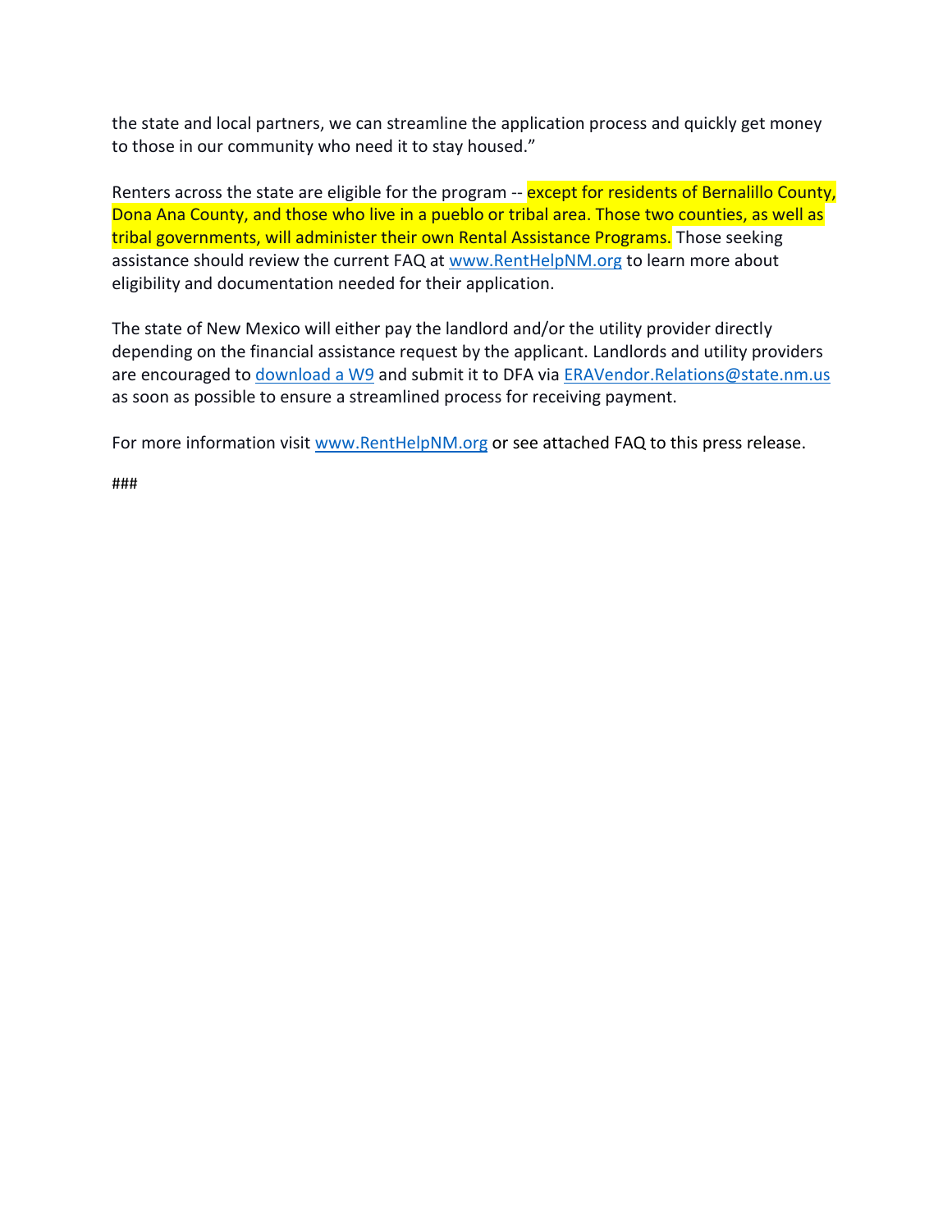the state and local partners, we can streamline the application process and quickly get money to those in our community who need it to stay housed."

Renters across the state are eligible for the program -- except for residents of Bernalillo County, Dona Ana County, and those who live in a pueblo or tribal area. Those two counties, as well as tribal governments, will administer their own Rental Assistance Programs. Those seeking assistance should review the current FAQ at www.RentHelpNM.org to learn more about eligibility and documentation needed for their application.

The state of New Mexico will either pay the landlord and/or the utility provider directly depending on the financial assistance request by the applicant. Landlords and utility providers are encouraged to download a W9 and submit it to DFA via ERAVendor.Relations@state.nm.us as soon as possible to ensure a streamlined process for receiving payment.

For more information visit www.RentHelpNM.org or see attached FAQ to this press release.

###